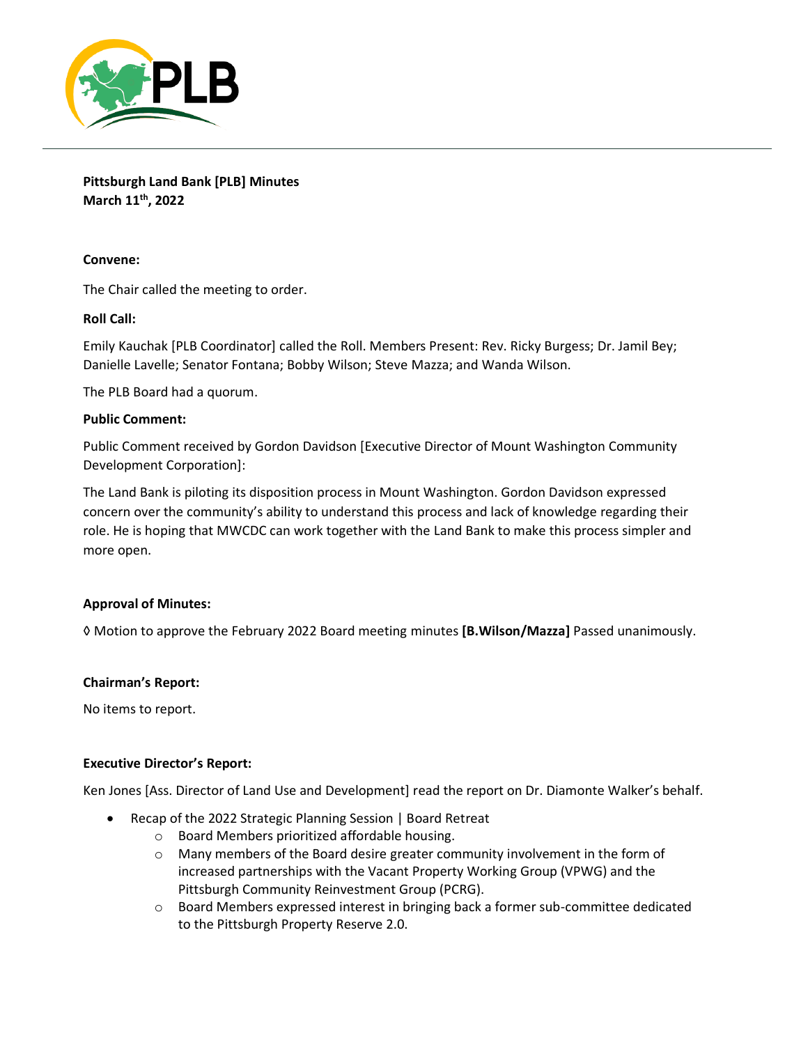**Pittsburgh Land Bank [PLB] Minutes**
**March 11th, 2022**

**Convene:**

The Chair called the meeting to order.

**Roll Call:**

Emily Kauchak [PLB Coordinator] called the Roll. Members Present: Rev. Ricky Burgess; Dr. Jamil Bey; Danielle Lavelle; Senator Fontana; Bobby Wilson; Steve Mazza; and Wanda Wilson.

The PLB Board had a quorum.

**Public Comment:**

Public Comment received by Gordon Davidson [Executive Director of Mount Washington Community Development Corporation]:

The Land Bank is piloting its disposition process in Mount Washington. Gordon Davidson expressed concern over the community's ability to understand this process and lack of knowledge regarding their role. He is hoping that MWCDC can work together with the Land Bank to make this process simpler and more open.

**Approval of Minutes:**

◊ Motion to approve the February 2022 Board meeting minutes **[B.Wilson/Mazza]** Passed unanimously.

**Chairman's Report:**

No items to report.

**Executive Director's Report:**

Ken Jones [Ass. Director of Land Use and Development] read the report on Dr. Diamonte Walker's behalf.

- Recap of the 2022 Strategic Planning Session | Board Retreat
  - Board Members prioritized affordable housing.
  - Many members of the Board desire greater community involvement in the form of increased partnerships with the Vacant Property Working Group (VPWG) and the Pittsburgh Community Reinvestment Group (PCRG).
  - Board Members expressed interest in bringing back a former sub-committee dedicated to the Pittsburgh Property Reserve 2.0.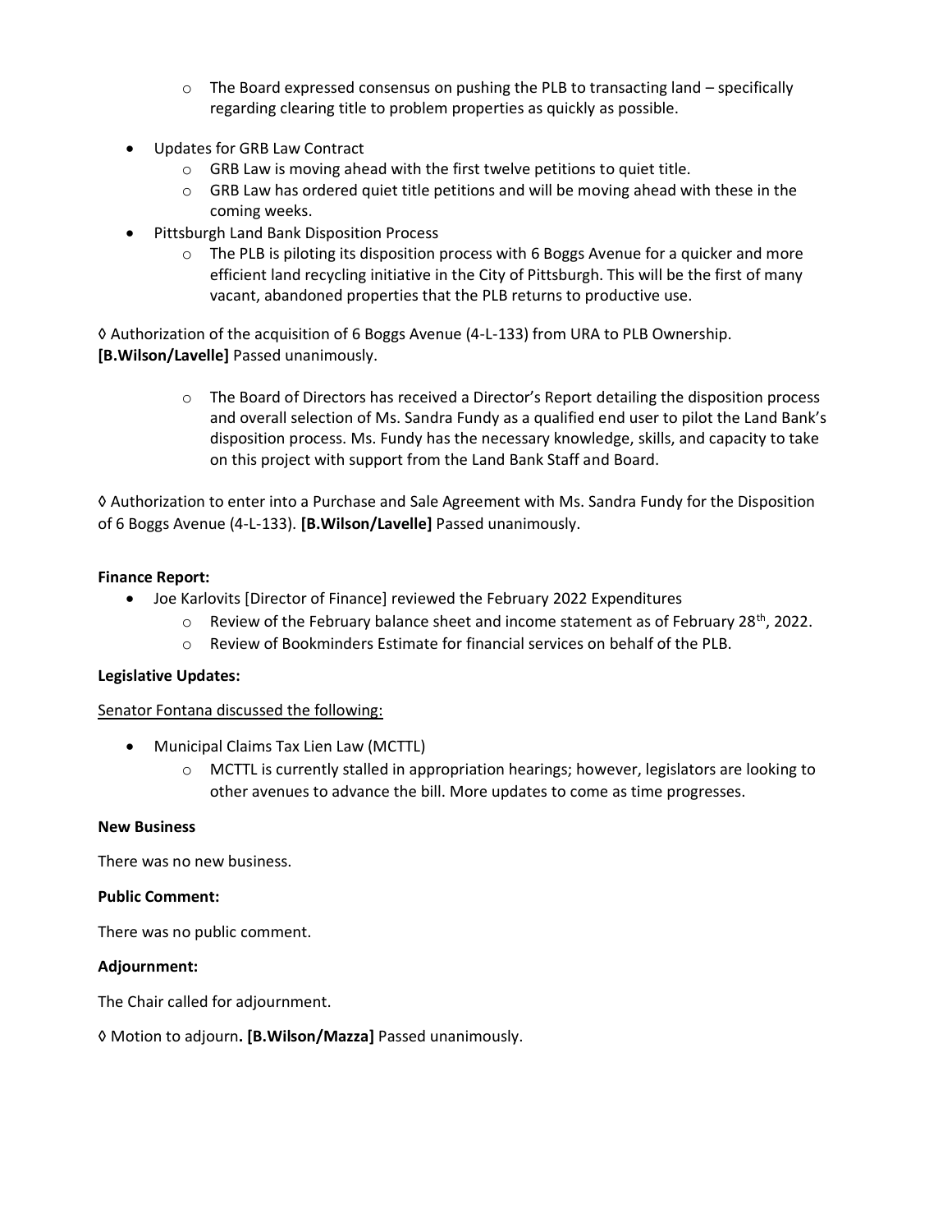- The Board expressed consensus on pushing the PLB to transacting land – specifically regarding clearing title to problem properties as quickly as possible.

- Updates for GRB Law Contract
  - GRB Law is moving ahead with the first twelve petitions to quiet title.
  - GRB Law has ordered quiet title petitions and will be moving ahead with these in the coming weeks.
- Pittsburgh Land Bank Disposition Process
  - The PLB is piloting its disposition process with 6 Boggs Avenue for a quicker and more efficient land recycling initiative in the City of Pittsburgh. This will be the first of many vacant, abandoned properties that the PLB returns to productive use.

◊ Authorization of the acquisition of 6 Boggs Avenue (4-L-133) from URA to PLB Ownership. **[B.Wilson/Lavelle]** Passed unanimously.

  - The Board of Directors has received a Director's Report detailing the disposition process and overall selection of Ms. Sandra Fundy as a qualified end user to pilot the Land Bank's disposition process. Ms. Fundy has the necessary knowledge, skills, and capacity to take on this project with support from the Land Bank Staff and Board.

◊ Authorization to enter into a Purchase and Sale Agreement with Ms. Sandra Fundy for the Disposition of 6 Boggs Avenue (4-L-133). **[B.Wilson/Lavelle]** Passed unanimously.

**Finance Report:**

- Joe Karlovits [Director of Finance] reviewed the February 2022 Expenditures
  - Review of the February balance sheet and income statement as of February 28th, 2022.
  - Review of Bookminders Estimate for financial services on behalf of the PLB.

**Legislative Updates:**

Senator Fontana discussed the following:

- Municipal Claims Tax Lien Law (MCTTL)
  - MCTTL is currently stalled in appropriation hearings; however, legislators are looking to other avenues to advance the bill. More updates to come as time progresses.

**New Business**

There was no new business.

**Public Comment:**

There was no public comment.

**Adjournment:**

The Chair called for adjournment.

◊ Motion to adjourn**. [B.Wilson/Mazza]** Passed unanimously.